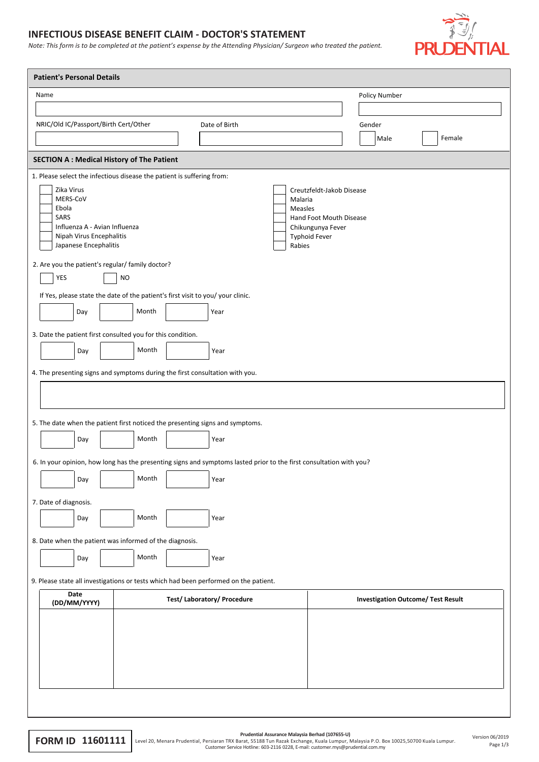# INFECTIOUS DISEASE BENEFIT CLAIM - DOCTOR'S STATEMENT

*Note: This form is to be completed at the patient's expense by the Attending Physician/ Surgeon who treated the patient.*

PRUDENTIAL

## Patient's Personal Details

Name

Policy Number

NRIC/Old IC/Passport/Birth Cert/Other

Date of Birth

Gender

☐ Male ☐ Female

## SECTION A : Medical History of The Patient

1. Please select the infectious disease the patient is suffering from:

☐ Zika Virus
☐ MERS-CoV
☐ Ebola
☐ SARS
☐ Influenza A - Avian Influenza
☐ Nipah Virus Encephalitis
☐ Japanese Encephalitis
☐ Creutzfeldt-Jakob Disease
☐ Malaria
☐ Measles
☐ Hand Foot Mouth Disease
☐ Chikungunya Fever
☐ Typhoid Fever
☐ Rabies

2. Are you the patient's regular/ family doctor?

☐ YES ☐ NO

If Yes, please state the date of the patient's first visit to you/ your clinic.

Day Month Year

3. Date the patient first consulted you for this condition.

Day Month Year

4. The presenting signs and symptoms during the first consultation with you.

5. The date when the patient first noticed the presenting signs and symptoms.

Day Month Year

6. In your opinion, how long has the presenting signs and symptoms lasted prior to the first consultation with you?

Day Month Year

7. Date of diagnosis.

Day Month Year

8. Date when the patient was informed of the diagnosis.

Day Month Year

9. Please state all investigations or tests which had been performed on the patient.

| Date (DD/MM/YYYY) | Test/ Laboratory/ Procedure | Investigation Outcome/ Test Result |
|---|---|---|
| | | |

**FORM ID 11601111**

**Prudential Assurance Malaysia Berhad (107655-U)**
Level 20, Menara Prudential, Persiaran TRX Barat, 55188 Tun Razak Exchange, Kuala Lumpur, Malaysia P.O. Box 10025,50700 Kuala Lumpur.
Customer Service Hotline: 603-2116 0228, E-mail: customer.mys@prudential.com.my

Version 06/2019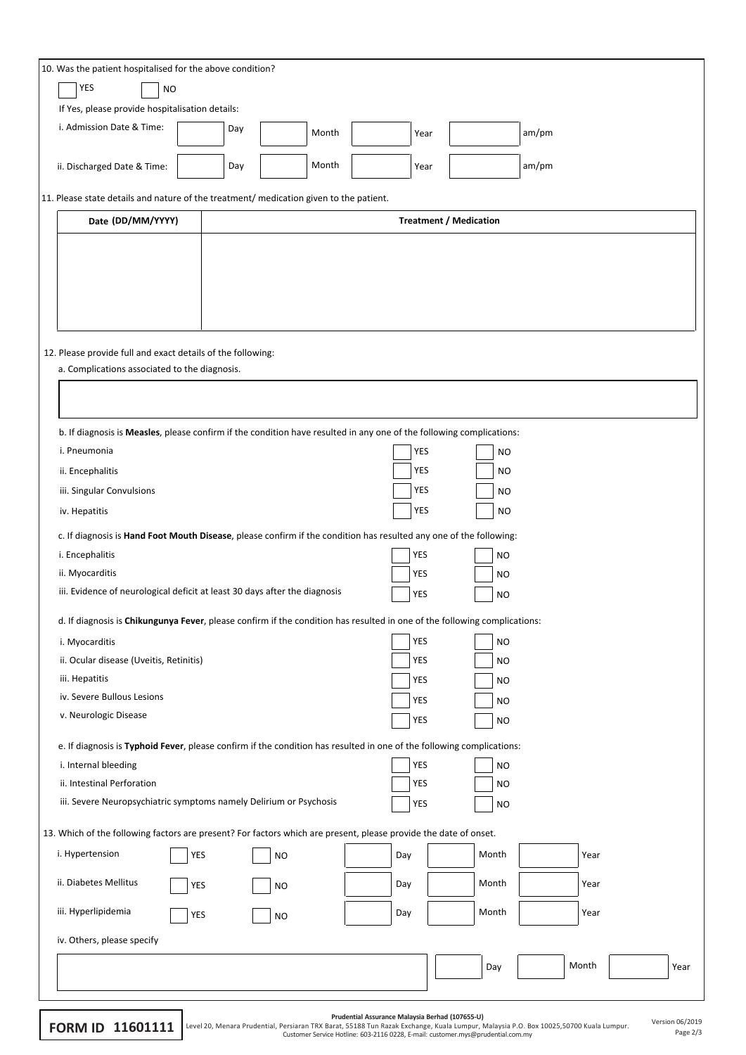10. Was the patient hospitalised for the above condition?

☐ YES ☐ NO

If Yes, please provide hospitalisation details:

i. Admission Date & Time: ______ Day ______ Month ______ Year ______ am/pm

ii. Discharged Date & Time: ______ Day ______ Month ______ Year ______ am/pm

11. Please state details and nature of the treatment/ medication given to the patient.

| Date (DD/MM/YYYY) | Treatment / Medication |
| --- | --- |
| | |

12. Please provide full and exact details of the following:

a. Complications associated to the diagnosis.

b. If diagnosis is **Measles**, please confirm if the condition have resulted in any one of the following complications:

| | | |
| --- | --- | --- |
| i. Pneumonia | ☐ YES | ☐ NO |
| ii. Encephalitis | ☐ YES | ☐ NO |
| iii. Singular Convulsions | ☐ YES | ☐ NO |
| iv. Hepatitis | ☐ YES | ☐ NO |

c. If diagnosis is **Hand Foot Mouth Disease**, please confirm if the condition has resulted any one of the following:

| | | |
| --- | --- | --- |
| i. Encephalitis | ☐ YES | ☐ NO |
| ii. Myocarditis | ☐ YES | ☐ NO |
| iii. Evidence of neurological deficit at least 30 days after the diagnosis | ☐ YES | ☐ NO |

d. If diagnosis is **Chikungunya Fever**, please confirm if the condition has resulted in one of the following complications:

| | | |
| --- | --- | --- |
| i. Myocarditis | ☐ YES | ☐ NO |
| ii. Ocular disease (Uveitis, Retinitis) | ☐ YES | ☐ NO |
| iii. Hepatitis | ☐ YES | ☐ NO |
| iv. Severe Bullous Lesions | ☐ YES | ☐ NO |
| v. Neurologic Disease | ☐ YES | ☐ NO |

e. If diagnosis is **Typhoid Fever**, please confirm if the condition has resulted in one of the following complications:

| | | |
| --- | --- | --- |
| i. Internal bleeding | ☐ YES | ☐ NO |
| ii. Intestinal Perforation | ☐ YES | ☐ NO |
| iii. Severe Neuropsychiatric symptoms namely Delirium or Psychosis | ☐ YES | ☐ NO |

13. Which of the following factors are present? For factors which are present, please provide the date of onset.

| | | | | | |
| --- | --- | --- | --- | --- | --- |
| i. Hypertension | ☐ YES | ☐ NO | ______ Day | ______ Month | ______ Year |
| ii. Diabetes Mellitus | ☐ YES | ☐ NO | ______ Day | ______ Month | ______ Year |
| iii. Hyperlipidemia | ☐ YES | ☐ NO | ______ Day | ______ Month | ______ Year |

iv. Others, please specify

______________________ ______ Day ______ Month ______ Year

**FORM ID 11601111**

**Prudential Assurance Malaysia Berhad (107655-U)**
Level 20, Menara Prudential, Persiaran TRX Barat, 55188 Tun Razak Exchange, Kuala Lumpur, Malaysia P.O. Box 10025,50700 Kuala Lumpur.
Customer Service Hotline: 603-2116 0228, E-mail: customer.mys@prudential.com.my

Version 06/2019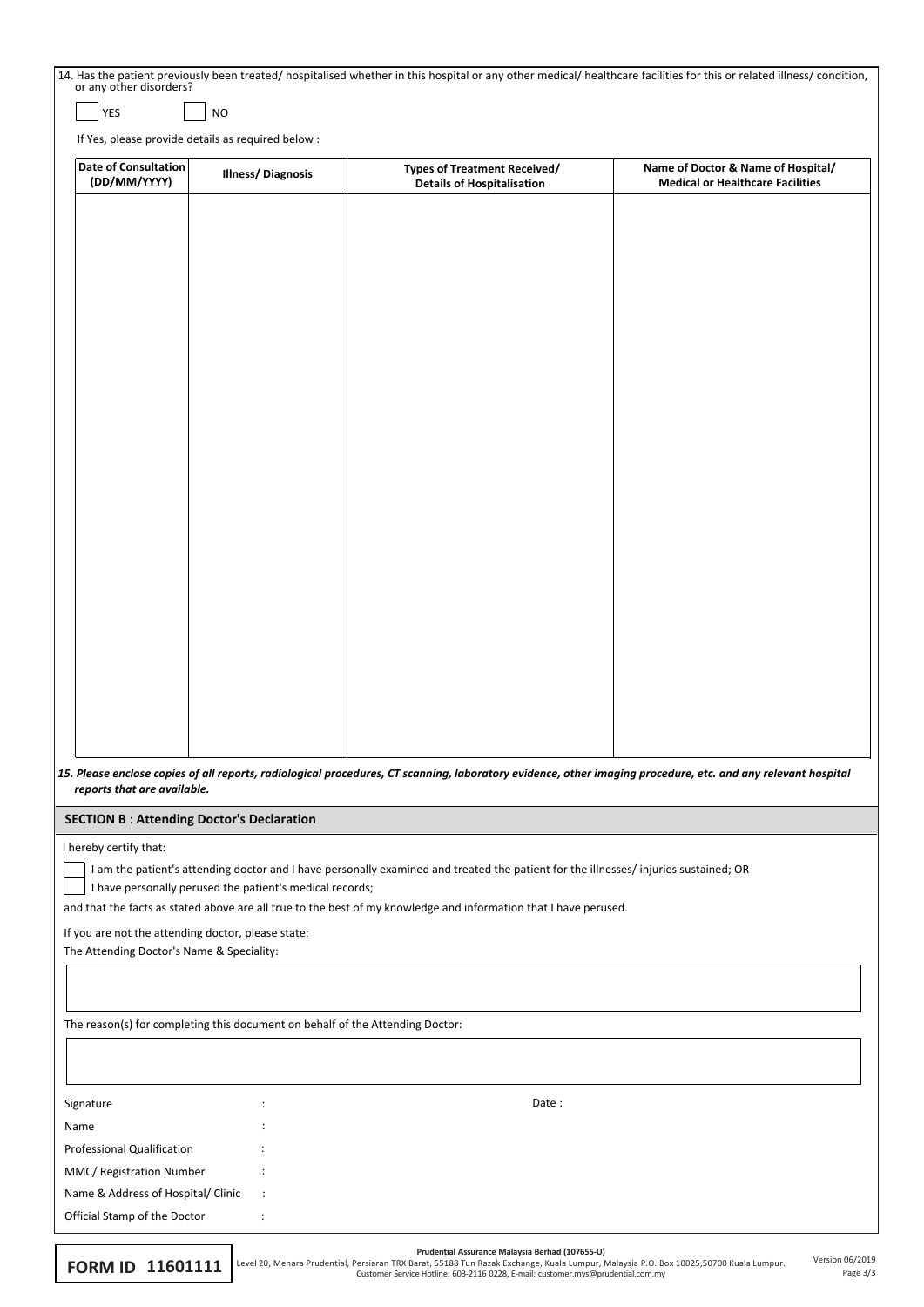14. Has the patient previously been treated/ hospitalised whether in this hospital or any other medical/ healthcare facilities for this or related illness/ condition, or any other disorders?

☐ YES ☐ NO

If Yes, please provide details as required below :

| Date of Consultation (DD/MM/YYYY) | Illness/ Diagnosis | Types of Treatment Received/ Details of Hospitalisation | Name of Doctor & Name of Hospital/ Medical or Healthcare Facilities |
|---|---|---|---|
| | | | |

*15. **Please enclose copies of all reports, radiological procedures, CT scanning, laboratory evidence, other imaging procedure, etc. and any relevant hospital reports that are available.***

## SECTION B : Attending Doctor's Declaration

I hereby certify that:

☐ I am the patient's attending doctor and I have personally examined and treated the patient for the illnesses/ injuries sustained; OR

☐ I have personally perused the patient's medical records;

and that the facts as stated above are all true to the best of my knowledge and information that I have perused.

If you are not the attending doctor, please state:

The Attending Doctor's Name & Speciality:

The reason(s) for completing this document on behalf of the Attending Doctor:

Signature :

Date :

Name :

Professional Qualification :

MMC/ Registration Number :

Name & Address of Hospital/ Clinic :

Official Stamp of the Doctor :

**FORM ID 11601111**

**Prudential Assurance Malaysia Berhad (107655-U)**
Level 20, Menara Prudential, Persiaran TRX Barat, 55188 Tun Razak Exchange, Kuala Lumpur, Malaysia P.O. Box 10025,50700 Kuala Lumpur.
Customer Service Hotline: 603-2116 0228, E-mail: customer.mys@prudential.com.my

Version 06/2019